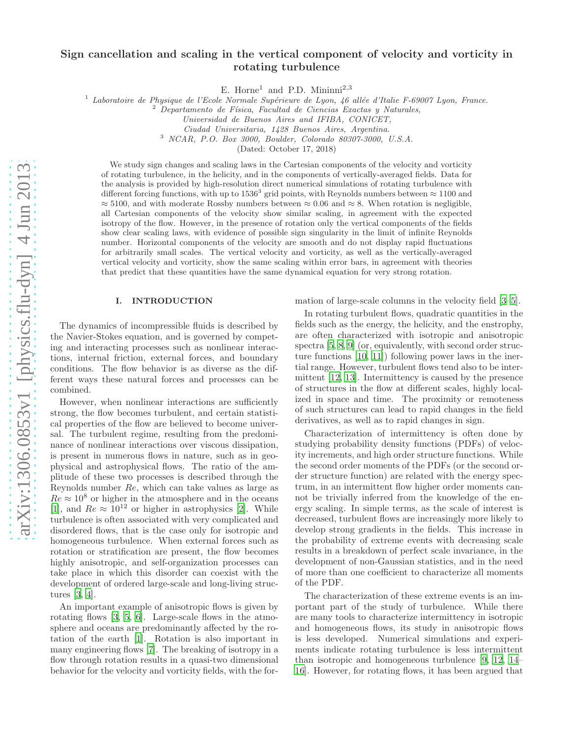# Sign cancellation and scaling in the vertical component of velocity and vorticity in rotating turbulence

E. Horne[1] and P.D. Mininni[2,3]

[1] *Laboratoire de Physique de l'Ecole Normale Supérieure de Lyon, 46 allée d'Italie F-69007 Lyon, France.*
[2] *Departamento de Física, Facultad de Ciencias Exactas y Naturales, Universidad de Buenos Aires and IFIBA, CONICET, Ciudad Universitaria, 1428 Buenos Aires, Argentina.*
[3] *NCAR, P.O. Box 3000, Boulder, Colorado 80307-3000, U.S.A.*

(Dated: October 17, 2018)

We study sign changes and scaling laws in the Cartesian components of the velocity and vorticity of rotating turbulence, in the helicity, and in the components of vertically-averaged fields. Data for the analysis is provided by high-resolution direct numerical simulations of rotating turbulence with different forcing functions, with up to $1536^3$ grid points, with Reynolds numbers between $\approx 1100$ and $\approx 5100$, and with moderate Rossby numbers between $\approx 0.06$ and $\approx 8$. When rotation is negligible, all Cartesian components of the velocity show similar scaling, in agreement with the expected isotropy of the flow. However, in the presence of rotation only the vertical components of the fields show clear scaling laws, with evidence of possible sign singularity in the limit of infinite Reynolds number. Horizontal components of the velocity are smooth and do not display rapid fluctuations for arbitrarily small scales. The vertical velocity and vorticity, as well as the vertically-averaged vertical velocity and vorticity, show the same scaling within error bars, in agreement with theories that predict that these quantities have the same dynamical equation for very strong rotation.

## I. INTRODUCTION

The dynamics of incompressible fluids is described by the Navier-Stokes equation, and is governed by competing and interacting processes such as nonlinear interactions, internal friction, external forces, and boundary conditions. The flow behavior is as diverse as the different ways these natural forces and processes can be combined.

However, when nonlinear interactions are sufficiently strong, the flow becomes turbulent, and certain statistical properties of the flow are believed to become universal. The turbulent regime, resulting from the predominance of nonlinear interactions over viscous dissipation, is present in numerous flows in nature, such as in geophysical and astrophysical flows. The ratio of the amplitude of these two processes is described through the Reynolds number $Re$, which can take values as large as $Re \approx 10^8$ or higher in the atmosphere and in the oceans [1], and $Re \approx 10^{12}$ or higher in astrophysics [2]. While turbulence is often associated with very complicated and disordered flows, that is the case only for isotropic and homogeneous turbulence. When external forces such as rotation or stratification are present, the flow becomes highly anisotropic, and self-organization processes can take place in which this disorder can coexist with the development of ordered large-scale and long-living structures [3, 4].

An important example of anisotropic flows is given by rotating flows [3, 5, 6]. Large-scale flows in the atmosphere and oceans are predominantly affected by the rotation of the earth [1]. Rotation is also important in many engineering flows [7]. The breaking of isotropy in a flow through rotation results in a quasi-two dimensional behavior for the velocity and vorticity fields, with the formation of large-scale columns in the velocity field [3–5].

In rotating turbulent flows, quadratic quantities in the fields such as the energy, the helicity, and the enstrophy, are often characterized with isotropic and anisotropic spectra [5, 8, 9] (or, equivalently, with second order structure functions [10, 11]) following power laws in the inertial range. However, turbulent flows tend also to be intermittent [12, 13]. Intermittency is caused by the presence of structures in the flow at different scales, highly localized in space and time. The proximity or remoteness of such structures can lead to rapid changes in the field derivatives, as well as to rapid changes in sign.

Characterization of intermittency is often done by studying probability density functions (PDFs) of velocity increments, and high order structure functions. While the second order moments of the PDFs (or the second order structure function) are related with the energy spectrum, in an intermittent flow higher order moments cannot be trivially inferred from the knowledge of the energy scaling. In simple terms, as the scale of interest is decreased, turbulent flows are increasingly more likely to develop strong gradients in the fields. This increase in the probability of extreme events with decreasing scale results in a breakdown of perfect scale invariance, in the development of non-Gaussian statistics, and in the need of more than one coefficient to characterize all moments of the PDF.

The characterization of these extreme events is an important part of the study of turbulence. While there are many tools to characterize intermittency in isotropic and homogeneous flows, its study in anisotropic flows is less developed. Numerical simulations and experiments indicate rotating turbulence is less intermittent than isotropic and homogeneous turbulence [9, 12, 14–16]. However, for rotating flows, it has been argued that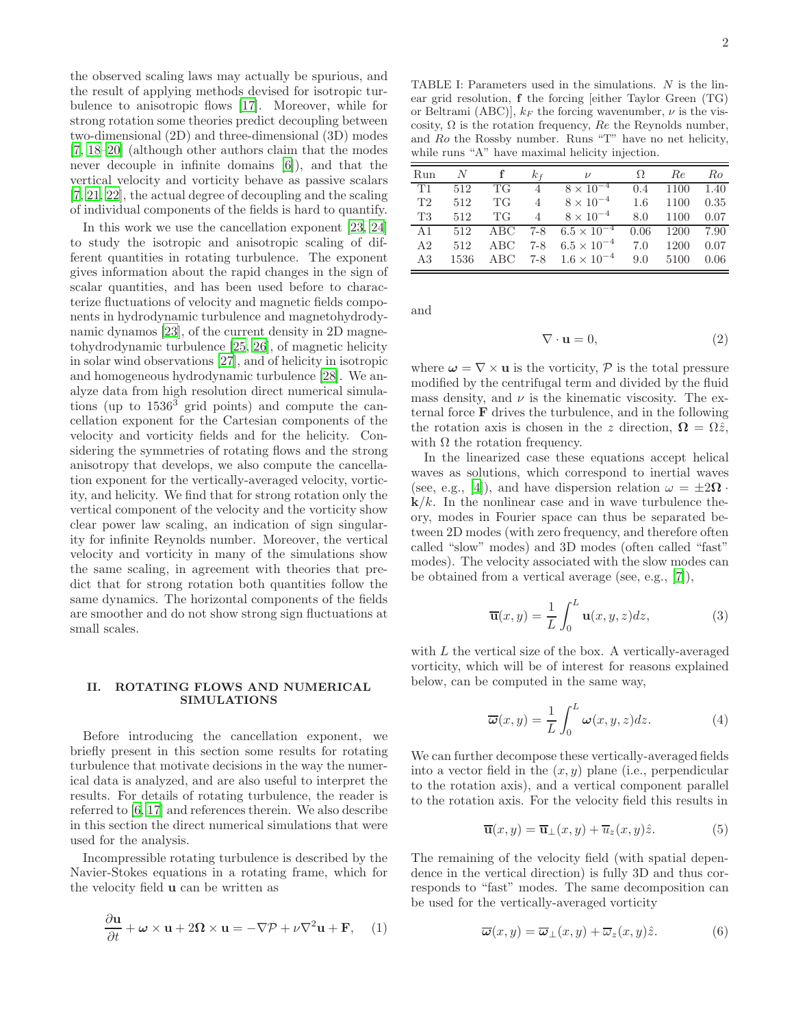the observed scaling laws may actually be spurious, and the result of applying methods devised for isotropic turbulence to anisotropic flows [17]. Moreover, while for strong rotation some theories predict decoupling between two-dimensional (2D) and three-dimensional (3D) modes [7, 18–20] (although other authors claim that the modes never decouple in infinite domains [6]), and that the vertical velocity and vorticity behave as passive scalars [7, 21, 22], the actual degree of decoupling and the scaling of individual components of the fields is hard to quantify.

In this work we use the cancellation exponent [23, 24] to study the isotropic and anisotropic scaling of different quantities in rotating turbulence. The exponent gives information about the rapid changes in the sign of scalar quantities, and has been used before to characterize fluctuations of velocity and magnetic fields components in hydrodynamic turbulence and magnetohydrodynamic dynamos [23], of the current density in 2D magnetohydrodynamic turbulence [25, 26], of magnetic helicity in solar wind observations [27], and of helicity in isotropic and homogeneous hydrodynamic turbulence [28]. We analyze data from high resolution direct numerical simulations (up to $1536^3$ grid points) and compute the cancellation exponent for the Cartesian components of the velocity and vorticity fields and for the helicity. Considering the symmetries of rotating flows and the strong anisotropy that develops, we also compute the cancellation exponent for the vertically-averaged velocity, vorticity, and helicity. We find that for strong rotation only the vertical component of the velocity and the vorticity show clear power law scaling, an indication of sign singularity for infinite Reynolds number. Moreover, the vertical velocity and vorticity in many of the simulations show the same scaling, in agreement with theories that predict that for strong rotation both quantities follow the same dynamics. The horizontal components of the fields are smoother and do not show strong sign fluctuations at small scales.

## II. ROTATING FLOWS AND NUMERICAL SIMULATIONS

Before introducing the cancellation exponent, we briefly present in this section some results for rotating turbulence that motivate decisions in the way the numerical data is analyzed, and are also useful to interpret the results. For details of rotating turbulence, the reader is referred to [6, 17] and references therein. We also describe in this section the direct numerical simulations that were used for the analysis.

Incompressible rotating turbulence is described by the Navier-Stokes equations in a rotating frame, which for the velocity field $\mathbf{u}$ can be written as

$$\frac{\partial \mathbf{u}}{\partial t} + \boldsymbol{\omega} \times \mathbf{u} + 2\boldsymbol{\Omega} \times \mathbf{u} = -\nabla \mathcal{P} + \nu \nabla^2 \mathbf{u} + \mathbf{F}, \quad (1)$$

TABLE I: Parameters used in the simulations. $N$ is the linear grid resolution, $\mathbf{f}$ the forcing [either Taylor Green (TG) or Beltrami (ABC)], $k_F$ the forcing wavenumber, $\nu$ is the viscosity, $\Omega$ is the rotation frequency, $Re$ the Reynolds number, and $Ro$ the Rossby number. Runs "T" have no net helicity, while runs "A" have maximal helicity injection.

| Run | $N$ | $\mathbf{f}$ | $k_f$ | $\nu$ | $\Omega$ | $Re$ | $Ro$ |
|---|---|---|---|---|---|---|---|
| T1 | 512 | TG | 4 | $8 \times 10^{-4}$ | 0.4 | 1100 | 1.40 |
| T2 | 512 | TG | 4 | $8 \times 10^{-4}$ | 1.6 | 1100 | 0.35 |
| T3 | 512 | TG | 4 | $8 \times 10^{-4}$ | 8.0 | 1100 | 0.07 |
| A1 | 512 | ABC | 7-8 | $6.5 \times 10^{-4}$ | 0.06 | 1200 | 7.90 |
| A2 | 512 | ABC | 7-8 | $6.5 \times 10^{-4}$ | 7.0 | 1200 | 0.07 |
| A3 | 1536 | ABC | 7-8 | $1.6 \times 10^{-4}$ | 9.0 | 5100 | 0.06 |

and

$$\nabla \cdot \mathbf{u} = 0, \quad (2)$$

where $\boldsymbol{\omega} = \nabla \times \mathbf{u}$ is the vorticity, $\mathcal{P}$ is the total pressure modified by the centrifugal term and divided by the fluid mass density, and $\nu$ is the kinematic viscosity. The external force $\mathbf{F}$ drives the turbulence, and in the following the rotation axis is chosen in the $z$ direction, $\boldsymbol{\Omega} = \Omega \hat{z}$, with $\Omega$ the rotation frequency.

In the linearized case these equations accept helical waves as solutions, which correspond to inertial waves (see, e.g., [4]), and have dispersion relation $\omega = \pm 2\boldsymbol{\Omega} \cdot \mathbf{k}/k$. In the nonlinear case and in wave turbulence theory, modes in Fourier space can thus be separated between 2D modes (with zero frequency, and therefore often called "slow" modes) and 3D modes (often called "fast" modes). The velocity associated with the slow modes can be obtained from a vertical average (see, e.g., [7]),

$$\overline{\mathbf{u}}(x, y) = \frac{1}{L} \int_0^L \mathbf{u}(x, y, z) dz, \quad (3)$$

with $L$ the vertical size of the box. A vertically-averaged vorticity, which will be of interest for reasons explained below, can be computed in the same way,

$$\overline{\boldsymbol{\omega}}(x, y) = \frac{1}{L} \int_0^L \boldsymbol{\omega}(x, y, z) dz. \quad (4)$$

We can further decompose these vertically-averaged fields into a vector field in the $(x, y)$ plane (i.e., perpendicular to the rotation axis), and a vertical component parallel to the rotation axis. For the velocity field this results in

$$\overline{\mathbf{u}}(x, y) = \overline{\mathbf{u}}_\perp(x, y) + \overline{u}_z(x, y)\hat{z}. \quad (5)$$

The remaining of the velocity field (with spatial dependence in the vertical direction) is fully 3D and thus corresponds to "fast" modes. The same decomposition can be used for the vertically-averaged vorticity

$$\overline{\boldsymbol{\omega}}(x, y) = \overline{\boldsymbol{\omega}}_\perp(x, y) + \overline{\omega}_z(x, y)\hat{z}. \quad (6)$$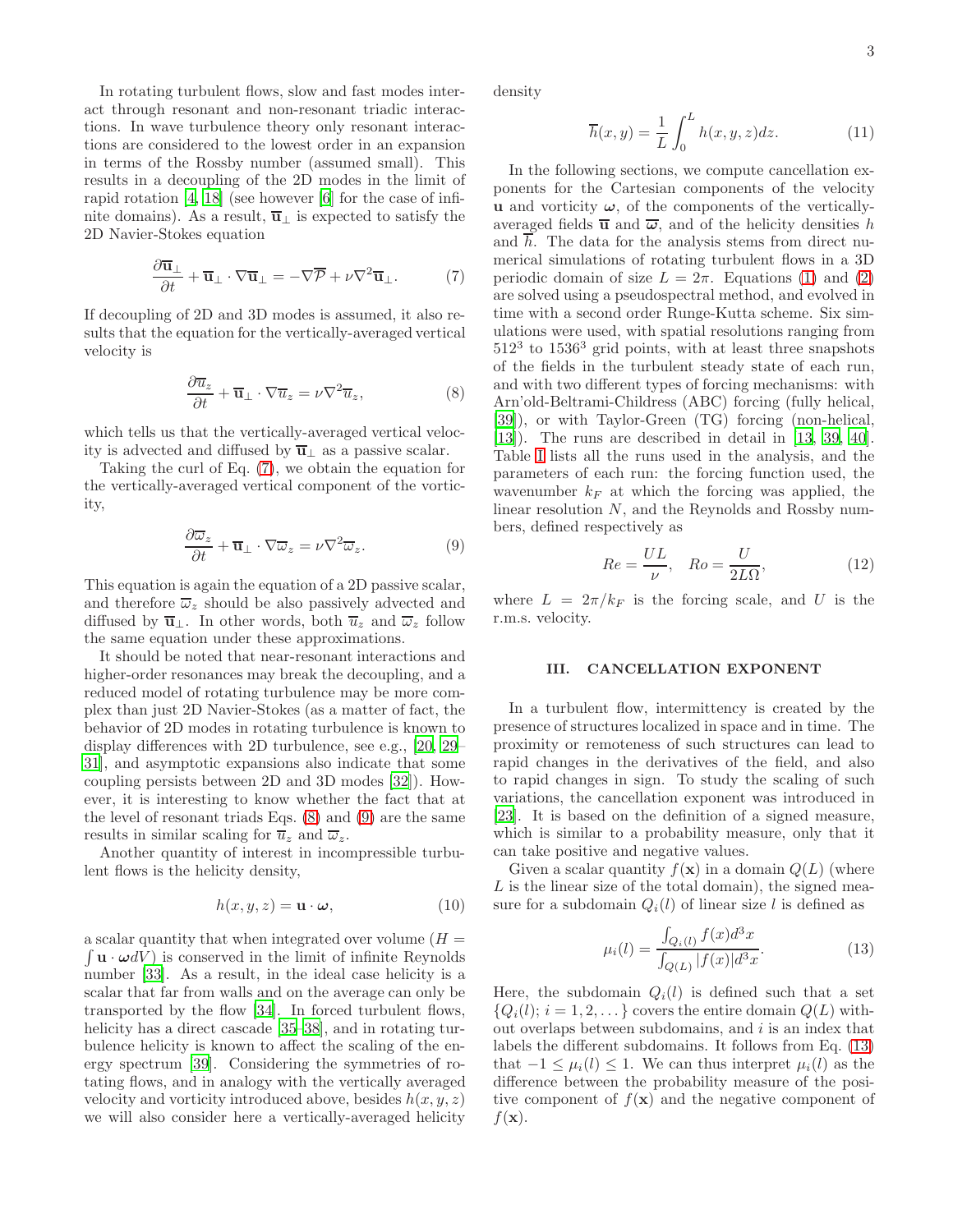In rotating turbulent flows, slow and fast modes interact through resonant and non-resonant triadic interactions. In wave turbulence theory only resonant interactions are considered to the lowest order in an expansion in terms of the Rossby number (assumed small). This results in a decoupling of the 2D modes in the limit of rapid rotation [4, 18] (see however [6] for the case of infinite domains). As a result, $\overline{\mathbf{u}}_\perp$ is expected to satisfy the 2D Navier-Stokes equation

$$\frac{\partial \overline{\mathbf{u}}_\perp}{\partial t} + \overline{\mathbf{u}}_\perp \cdot \nabla \overline{\mathbf{u}}_\perp = -\nabla \overline{\mathcal{P}} + \nu \nabla^2 \overline{\mathbf{u}}_\perp. \tag{7}$$

If decoupling of 2D and 3D modes is assumed, it also results that the equation for the vertically-averaged vertical velocity is

$$\frac{\partial \overline{u}_z}{\partial t} + \overline{\mathbf{u}}_\perp \cdot \nabla \overline{u}_z = \nu \nabla^2 \overline{u}_z, \tag{8}$$

which tells us that the vertically-averaged vertical velocity is advected and diffused by $\overline{\mathbf{u}}_\perp$ as a passive scalar.

Taking the curl of Eq. (7), we obtain the equation for the vertically-averaged vertical component of the vorticity,

$$\frac{\partial \overline{\varpi}_z}{\partial t} + \overline{\mathbf{u}}_\perp \cdot \nabla \overline{\varpi}_z = \nu \nabla^2 \overline{\varpi}_z. \tag{9}$$

This equation is again the equation of a 2D passive scalar, and therefore $\overline{\varpi}_z$ should be also passively advected and diffused by $\overline{\mathbf{u}}_\perp$. In other words, both $\overline{u}_z$ and $\overline{\varpi}_z$ follow the same equation under these approximations.

It should be noted that near-resonant interactions and higher-order resonances may break the decoupling, and a reduced model of rotating turbulence may be more complex than just 2D Navier-Stokes (as a matter of fact, the behavior of 2D modes in rotating turbulence is known to display differences with 2D turbulence, see e.g., [20, 29–31], and asymptotic expansions also indicate that some coupling persists between 2D and 3D modes [32]). However, it is interesting to know whether the fact that at the level of resonant triads Eqs. (8) and (9) are the same results in similar scaling for $\overline{u}_z$ and $\overline{\varpi}_z$.

Another quantity of interest in incompressible turbulent flows is the helicity density,

$$h(x, y, z) = \mathbf{u} \cdot \boldsymbol{\omega}, \tag{10}$$

a scalar quantity that when integrated over volume ($H = \int \mathbf{u} \cdot \boldsymbol{\omega} dV$) is conserved in the limit of infinite Reynolds number [33]. As a result, in the ideal case helicity is a scalar that far from walls and on the average can only be transported by the flow [34]. In forced turbulent flows, helicity has a direct cascade [35–38], and in rotating turbulence helicity is known to affect the scaling of the energy spectrum [39]. Considering the symmetries of rotating flows, and in analogy with the vertically averaged velocity and vorticity introduced above, besides $h(x, y, z)$ we will also consider here a vertically-averaged helicity density

$$\overline{h}(x, y) = \frac{1}{L} \int_0^L h(x, y, z) dz. \tag{11}$$

In the following sections, we compute cancellation exponents for the Cartesian components of the velocity $\mathbf{u}$ and vorticity $\boldsymbol{\omega}$, of the components of the vertically-averaged fields $\overline{\mathbf{u}}$ and $\overline{\boldsymbol{\varpi}}$, and of the helicity densities $h$ and $\overline{h}$. The data for the analysis stems from direct numerical simulations of rotating turbulent flows in a 3D periodic domain of size $L = 2\pi$. Equations (1) and (2) are solved using a pseudospectral method, and evolved in time with a second order Runge-Kutta scheme. Six simulations were used, with spatial resolutions ranging from $512^3$ to $1536^3$ grid points, with at least three snapshots of the fields in the turbulent steady state of each run, and with two different types of forcing mechanisms: with Arn'old-Beltrami-Childress (ABC) forcing (fully helical, [39]), or with Taylor-Green (TG) forcing (non-helical, [13]). The runs are described in detail in [13, 39, 40]. Table I lists all the runs used in the analysis, and the parameters of each run: the forcing function used, the wavenumber $k_F$ at which the forcing was applied, the linear resolution $N$, and the Reynolds and Rossby numbers, defined respectively as

$$Re = \frac{UL}{\nu}, \quad Ro = \frac{U}{2L\Omega}, \tag{12}$$

where $L = 2\pi/k_F$ is the forcing scale, and $U$ is the r.m.s. velocity.

## III. CANCELLATION EXPONENT

In a turbulent flow, intermittency is created by the presence of structures localized in space and in time. The proximity or remoteness of such structures can lead to rapid changes in the derivatives of the field, and also to rapid changes in sign. To study the scaling of such variations, the cancellation exponent was introduced in [23]. It is based on the definition of a signed measure, which is similar to a probability measure, only that it can take positive and negative values.

Given a scalar quantity $f(\mathbf{x})$ in a domain $Q(L)$ (where $L$ is the linear size of the total domain), the signed measure for a subdomain $Q_i(l)$ of linear size $l$ is defined as

$$\mu_i(l) = \frac{\int_{Q_i(l)} f(x) d^3x}{\int_{Q(L)} |f(x)| d^3x}. \tag{13}$$

Here, the subdomain $Q_i(l)$ is defined such that a set $\{Q_i(l); i = 1, 2, \dots\}$ covers the entire domain $Q(L)$ without overlaps between subdomains, and $i$ is an index that labels the different subdomains. It follows from Eq. (13) that $-1 \leq \mu_i(l) \leq 1$. We can thus interpret $\mu_i(l)$ as the difference between the probability measure of the positive component of $f(\mathbf{x})$ and the negative component of $f(\mathbf{x})$.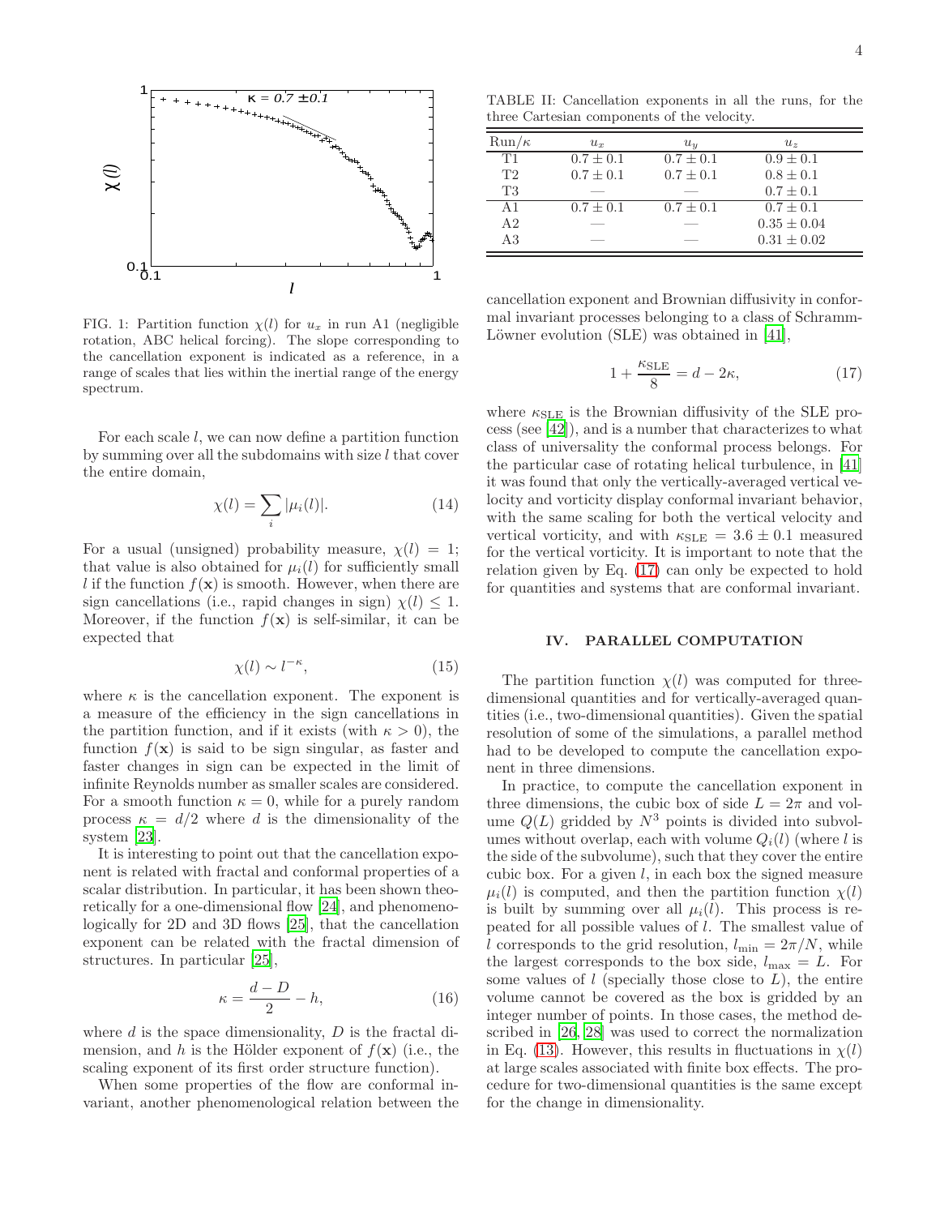FIG. 1: Partition function $\chi(l)$ for $u_x$ in run A1 (negligible rotation, ABC helical forcing). The slope corresponding to the cancellation exponent is indicated as a reference, in a range of scales that lies within the inertial range of the energy spectrum.

For each scale $l$, we can now define a partition function by summing over all the subdomains with size $l$ that cover the entire domain,

$$\chi(l) = \sum_i |\mu_i(l)|. \tag{14}$$

For a usual (unsigned) probability measure, $\chi(l) = 1$; that value is also obtained for $\mu_i(l)$ for sufficiently small $l$ if the function $f(\mathbf{x})$ is smooth. However, when there are sign cancellations (i.e., rapid changes in sign) $\chi(l) \leq 1$. Moreover, if the function $f(\mathbf{x})$ is self-similar, it can be expected that

$$\chi(l) \sim l^{-\kappa}, \tag{15}$$

where $\kappa$ is the cancellation exponent. The exponent is a measure of the efficiency in the sign cancellations in the partition function, and if it exists (with $\kappa > 0$), the function $f(\mathbf{x})$ is said to be sign singular, as faster and faster changes in sign can be expected in the limit of infinite Reynolds number as smaller scales are considered. For a smooth function $\kappa = 0$, while for a purely random process $\kappa = d/2$ where $d$ is the dimensionality of the system [23].

It is interesting to point out that the cancellation exponent is related with fractal and conformal properties of a scalar distribution. In particular, it has been shown theoretically for a one-dimensional flow [24], and phenomenologically for 2D and 3D flows [25], that the cancellation exponent can be related with the fractal dimension of structures. In particular [25],

$$\kappa = \frac{d - D}{2} - h, \tag{16}$$

where $d$ is the space dimensionality, $D$ is the fractal dimension, and $h$ is the Hölder exponent of $f(\mathbf{x})$ (i.e., the scaling exponent of its first order structure function).

When some properties of the flow are conformal invariant, another phenomenological relation between the cancellation exponent and Brownian diffusivity in conformal invariant processes belonging to a class of Schramm-Löwner evolution (SLE) was obtained in [41],

$$1 + \frac{\kappa_{\text{SLE}}}{8} = d - 2\kappa, \tag{17}$$

where $\kappa_{\text{SLE}}$ is the Brownian diffusivity of the SLE process (see [42]), and is a number that characterizes to what class of universality the conformal process belongs. For the particular case of rotating helical turbulence, in [41] it was found that only the vertically-averaged vertical velocity and vorticity display conformal invariant behavior, with the same scaling for both the vertical velocity and vertical vorticity, and with $\kappa_{\text{SLE}} = 3.6 \pm 0.1$ measured for the vertical vorticity. It is important to note that the relation given by Eq. (17) can only be expected to hold for quantities and systems that are conformal invariant.

TABLE II: Cancellation exponents in all the runs, for the three Cartesian components of the velocity.

| Run/$\kappa$ | $u_x$ | $u_y$ | $u_z$ |
|---|---|---|---|
| T1 | $0.7 \pm 0.1$ | $0.7 \pm 0.1$ | $0.9 \pm 0.1$ |
| T2 | $0.7 \pm 0.1$ | $0.7 \pm 0.1$ | $0.8 \pm 0.1$ |
| T3 | — | — | $0.7 \pm 0.1$ |
| A1 | $0.7 \pm 0.1$ | $0.7 \pm 0.1$ | $0.7 \pm 0.1$ |
| A2 | — | — | $0.35 \pm 0.04$ |
| A3 | — | — | $0.31 \pm 0.02$ |

## IV. PARALLEL COMPUTATION

The partition function $\chi(l)$ was computed for three-dimensional quantities and for vertically-averaged quantities (i.e., two-dimensional quantities). Given the spatial resolution of some of the simulations, a parallel method had to be developed to compute the cancellation exponent in three dimensions.

In practice, to compute the cancellation exponent in three dimensions, the cubic box of side $L = 2\pi$ and volume $Q(L)$ gridded by $N^3$ points is divided into subvolumes without overlap, each with volume $Q_i(l)$ (where $l$ is the side of the subvolume), such that they cover the entire cubic box. For a given $l$, in each box the signed measure $\mu_i(l)$ is computed, and then the partition function $\chi(l)$ is built by summing over all $\mu_i(l)$. This process is repeated for all possible values of $l$. The smallest value of $l$ corresponds to the grid resolution, $l_{\text{min}} = 2\pi/N$, while the largest corresponds to the box side, $l_{\text{max}} = L$. For some values of $l$ (specially those close to $L$), the entire volume cannot be covered as the box is gridded by an integer number of points. In those cases, the method described in [26, 28] was used to correct the normalization in Eq. (13). However, this results in fluctuations in $\chi(l)$ at large scales associated with finite box effects. The procedure for two-dimensional quantities is the same except for the change in dimensionality.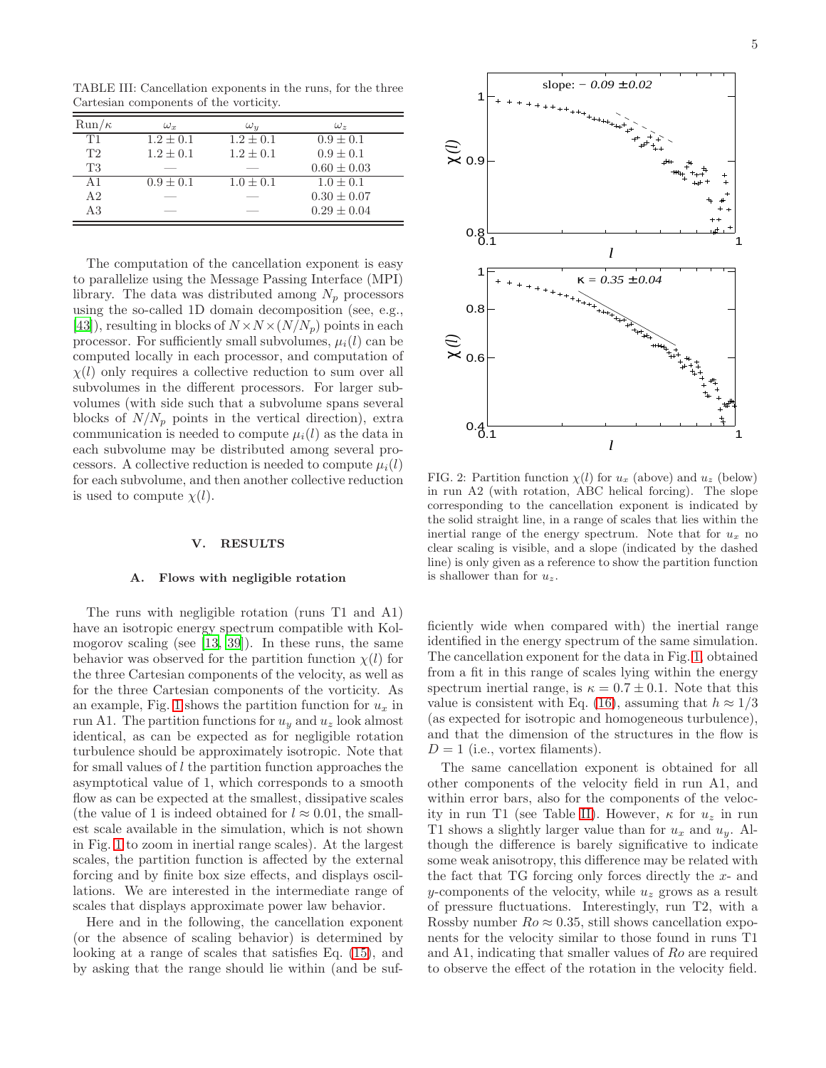TABLE III: Cancellation exponents in the runs, for the three Cartesian components of the vorticity.

| Run/$\kappa$ | $\omega_x$ | $\omega_y$ | $\omega_z$ |
|---|---|---|---|
| T1 | $1.2 \pm 0.1$ | $1.2 \pm 0.1$ | $0.9 \pm 0.1$ |
| T2 | $1.2 \pm 0.1$ | $1.2 \pm 0.1$ | $0.9 \pm 0.1$ |
| T3 | — | — | $0.60 \pm 0.03$ |
| A1 | $0.9 \pm 0.1$ | $1.0 \pm 0.1$ | $1.0 \pm 0.1$ |
| A2 | — | — | $0.30 \pm 0.07$ |
| A3 | — | — | $0.29 \pm 0.04$ |

The computation of the cancellation exponent is easy to parallelize using the Message Passing Interface (MPI) library. The data was distributed among $N_p$ processors using the so-called 1D domain decomposition (see, e.g., [43]), resulting in blocks of $N \times N \times (N/N_p)$ points in each processor. For sufficiently small subvolumes, $\mu_i(l)$ can be computed locally in each processor, and computation of $\chi(l)$ only requires a collective reduction to sum over all subvolumes in the different processors. For larger subvolumes (with side such that a subvolume spans several blocks of $N/N_p$ points in the vertical direction), extra communication is needed to compute $\mu_i(l)$ as the data in each subvolume may be distributed among several processors. A collective reduction is needed to compute $\mu_i(l)$ for each subvolume, and then another collective reduction is used to compute $\chi(l)$.

## V. RESULTS

### A. Flows with negligible rotation

The runs with negligible rotation (runs T1 and A1) have an isotropic energy spectrum compatible with Kolmogorov scaling (see [13, 39]). In these runs, the same behavior was observed for the partition function $\chi(l)$ for the three Cartesian components of the velocity, as well as for the three Cartesian components of the vorticity. As an example, Fig. 1 shows the partition function for $u_x$ in run A1. The partition functions for $u_y$ and $u_z$ look almost identical, as can be expected as for negligible rotation turbulence should be approximately isotropic. Note that for small values of $l$ the partition function approaches the asymptotical value of 1, which corresponds to a smooth flow as can be expected at the smallest, dissipative scales (the value of 1 is indeed obtained for $l \approx 0.01$, the smallest scale available in the simulation, which is not shown in Fig. 1 to zoom in inertial range scales). At the largest scales, the partition function is affected by the external forcing and by finite box size effects, and displays oscillations. We are interested in the intermediate range of scales that displays approximate power law behavior.

Here and in the following, the cancellation exponent (or the absence of scaling behavior) is determined by looking at a range of scales that satisfies Eq. (15), and by asking that the range should lie within (and be sufficiently wide when compared with) the inertial range identified in the energy spectrum of the same simulation. The cancellation exponent for the data in Fig. 1, obtained from a fit in this range of scales lying within the energy spectrum inertial range, is $\kappa = 0.7 \pm 0.1$. Note that this value is consistent with Eq. (16), assuming that $h \approx 1/3$ (as expected for isotropic and homogeneous turbulence), and that the dimension of the structures in the flow is $D = 1$ (i.e., vortex filaments).

FIG. 2: Partition function $\chi(l)$ for $u_x$ (above) and $u_z$ (below) in run A2 (with rotation, ABC helical forcing). The slope corresponding to the cancellation exponent is indicated by the solid straight line, in a range of scales that lies within the inertial range of the energy spectrum. Note that for $u_x$ no clear scaling is visible, and a slope (indicated by the dashed line) is only given as a reference to show the partition function is shallower than for $u_z$.

The same cancellation exponent is obtained for all other components of the velocity field in run A1, and within error bars, also for the components of the velocity in run T1 (see Table II). However, $\kappa$ for $u_z$ in run T1 shows a slightly larger value than for $u_x$ and $u_y$. Although the difference is barely significative to indicate some weak anisotropy, this difference may be related with the fact that TG forcing only forces directly the $x$- and $y$-components of the velocity, while $u_z$ grows as a result of pressure fluctuations. Interestingly, run T2, with a Rossby number $Ro \approx 0.35$, still shows cancellation exponents for the velocity similar to those found in runs T1 and A1, indicating that smaller values of $Ro$ are required to observe the effect of the rotation in the velocity field.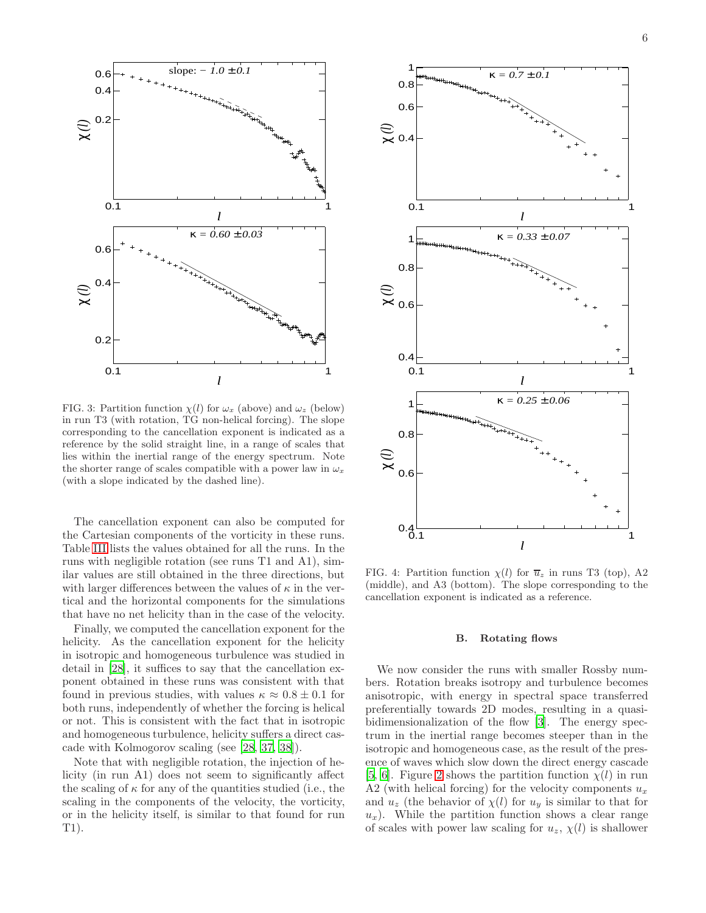FIG. 3: Partition function $\chi(l)$ for $\omega_x$ (above) and $\omega_z$ (below) in run T3 (with rotation, TG non-helical forcing). The slope corresponding to the cancellation exponent is indicated as a reference by the solid straight line, in a range of scales that lies within the inertial range of the energy spectrum. Note the shorter range of scales compatible with a power law in $\omega_x$ (with a slope indicated by the dashed line).

FIG. 4: Partition function $\chi(l)$ for $\overline{u}_z$ in runs T3 (top), A2 (middle), and A3 (bottom). The slope corresponding to the cancellation exponent is indicated as a reference.

The cancellation exponent can also be computed for the Cartesian components of the vorticity in these runs. Table III lists the values obtained for all the runs. In the runs with negligible rotation (see runs T1 and A1), similar values are still obtained in the three directions, but with larger differences between the values of $\kappa$ in the vertical and the horizontal components for the simulations that have no net helicity than in the case of the velocity.

Finally, we computed the cancellation exponent for the helicity. As the cancellation exponent for the helicity in isotropic and homogeneous turbulence was studied in detail in [28], it suffices to say that the cancellation exponent obtained in these runs was consistent with that found in previous studies, with values $\kappa \approx 0.8 \pm 0.1$ for both runs, independently of whether the forcing is helical or not. This is consistent with the fact that in isotropic and homogeneous turbulence, helicity suffers a direct cascade with Kolmogorov scaling (see [28, 37, 38]).

Note that with negligible rotation, the injection of helicity (in run A1) does not seem to significantly affect the scaling of $\kappa$ for any of the quantities studied (i.e., the scaling in the components of the velocity, the vorticity, or in the helicity itself, is similar to that found for run T1).

### B. Rotating flows

We now consider the runs with smaller Rossby numbers. Rotation breaks isotropy and turbulence becomes anisotropic, with energy in spectral space transferred preferentially towards 2D modes, resulting in a quasi-bidimensionalization of the flow [3]. The energy spectrum in the inertial range becomes steeper than in the isotropic and homogeneous case, as the result of the presence of waves which slow down the direct energy cascade [5, 6]. Figure 2 shows the partition function $\chi(l)$ in run A2 (with helical forcing) for the velocity components $u_x$ and $u_z$ (the behavior of $\chi(l)$ for $u_y$ is similar to that for $u_x$). While the partition function shows a clear range of scales with power law scaling for $u_z$, $\chi(l)$ is shallower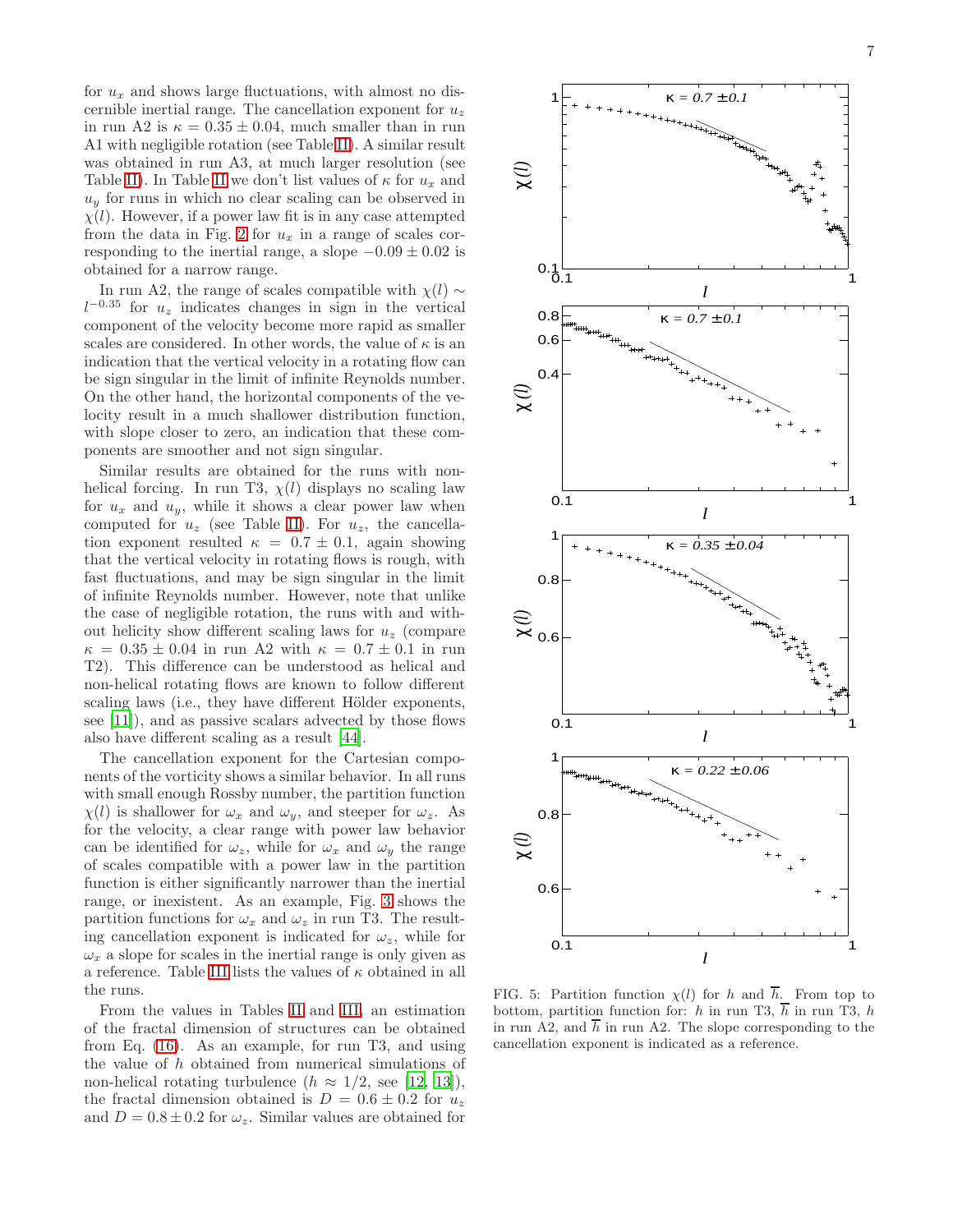for $u_x$ and shows large fluctuations, with almost no discernible inertial range. The cancellation exponent for $u_z$ in run A2 is $\kappa = 0.35 \pm 0.04$, much smaller than in run A1 with negligible rotation (see Table II). A similar result was obtained in run A3, at much larger resolution (see Table II). In Table II we don't list values of $\kappa$ for $u_x$ and $u_y$ for runs in which no clear scaling can be observed in $\chi(l)$. However, if a power law fit is in any case attempted from the data in Fig. 2 for $u_x$ in a range of scales corresponding to the inertial range, a slope $-0.09 \pm 0.02$ is obtained for a narrow range.

In run A2, the range of scales compatible with $\chi(l) \sim l^{-0.35}$ for $u_z$ indicates changes in sign in the vertical component of the velocity become more rapid as smaller scales are considered. In other words, the value of $\kappa$ is an indication that the vertical velocity in a rotating flow can be sign singular in the limit of infinite Reynolds number. On the other hand, the horizontal components of the velocity result in a much shallower distribution function, with slope closer to zero, an indication that these components are smoother and not sign singular.

Similar results are obtained for the runs with non-helical forcing. In run T3, $\chi(l)$ displays no scaling law for $u_x$ and $u_y$, while it shows a clear power law when computed for $u_z$ (see Table II). For $u_z$, the cancellation exponent resulted $\kappa = 0.7 \pm 0.1$, again showing that the vertical velocity in rotating flows is rough, with fast fluctuations, and may be sign singular in the limit of infinite Reynolds number. However, note that unlike the case of negligible rotation, the runs with and without helicity show different scaling laws for $u_z$ (compare $\kappa = 0.35 \pm 0.04$ in run A2 with $\kappa = 0.7 \pm 0.1$ in run T2). This difference can be understood as helical and non-helical rotating flows are known to follow different scaling laws (i.e., they have different Hölder exponents, see [11]), and as passive scalars advected by those flows also have different scaling as a result [44].

The cancellation exponent for the Cartesian components of the vorticity shows a similar behavior. In all runs with small enough Rossby number, the partition function $\chi(l)$ is shallower for $\omega_x$ and $\omega_y$, and steeper for $\omega_z$. As for the velocity, a clear range with power law behavior can be identified for $\omega_z$, while for $\omega_x$ and $\omega_y$ the range of scales compatible with a power law in the partition function is either significantly narrower than the inertial range, or inexistent. As an example, Fig. 3 shows the partition functions for $\omega_x$ and $\omega_z$ in run T3. The resulting cancellation exponent is indicated for $\omega_z$, while for $\omega_x$ a slope for scales in the inertial range is only given as a reference. Table III lists the values of $\kappa$ obtained in all the runs.

From the values in Tables II and III, an estimation of the fractal dimension of structures can be obtained from Eq. (16). As an example, for run T3, and using the value of $h$ obtained from numerical simulations of non-helical rotating turbulence ($h \approx 1/2$, see [12, 13]), the fractal dimension obtained is $D = 0.6 \pm 0.2$ for $u_z$ and $D = 0.8 \pm 0.2$ for $\omega_z$. Similar values are obtained for

FIG. 5: Partition function $\chi(l)$ for $h$ and $\overline{h}$. From top to bottom, partition function for: $h$ in run T3, $\overline{h}$ in run T3, $h$ in run A2, and $\overline{h}$ in run A2. The slope corresponding to the cancellation exponent is indicated as a reference.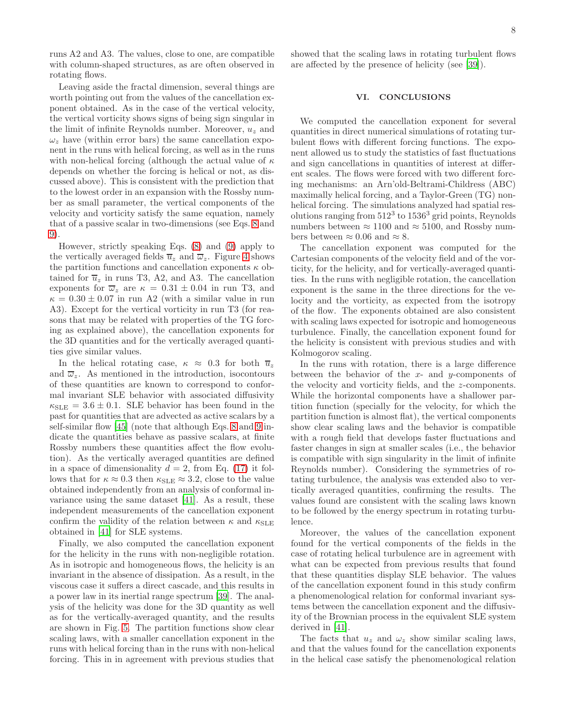runs A2 and A3. The values, close to one, are compatible with column-shaped structures, as are often observed in rotating flows.

Leaving aside the fractal dimension, several things are worth pointing out from the values of the cancellation exponent obtained. As in the case of the vertical velocity, the vertical vorticity shows signs of being sign singular in the limit of infinite Reynolds number. Moreover, $u_z$ and $\omega_z$ have (within error bars) the same cancellation exponent in the runs with helical forcing, as well as in the runs with non-helical forcing (although the actual value of $\kappa$ depends on whether the forcing is helical or not, as discussed above). This is consistent with the prediction that to the lowest order in an expansion with the Rossby number as small parameter, the vertical components of the velocity and vorticity satisfy the same equation, namely that of a passive scalar in two-dimensions (see Eqs. 8 and 9).

However, strictly speaking Eqs. (8) and (9) apply to the vertically averaged fields $\overline{u}_z$ and $\overline{\omega}_z$. Figure 4 shows the partition functions and cancellation exponents $\kappa$ obtained for $\overline{u}_z$ in runs T3, A2, and A3. The cancellation exponents for $\overline{\omega}_z$ are $\kappa = 0.31 \pm 0.04$ in run T3, and $\kappa = 0.30 \pm 0.07$ in run A2 (with a similar value in run A3). Except for the vertical vorticity in run T3 (for reasons that may be related with properties of the TG forcing as explained above), the cancellation exponents for the 3D quantities and for the vertically averaged quantities give similar values.

In the helical rotating case, $\kappa \approx 0.3$ for both $\overline{u}_z$ and $\overline{\omega}_z$. As mentioned in the introduction, isocontours of these quantities are known to correspond to conformal invariant SLE behavior with associated diffusivity $\kappa_{\text{SLE}} = 3.6 \pm 0.1$. SLE behavior has been found in the past for quantities that are advected as active scalars by a self-similar flow [45] (note that although Eqs. 8 and 9 indicate the quantities behave as passive scalars, at finite Rossby numbers these quantities affect the flow evolution). As the vertically averaged quantities are defined in a space of dimensionality $d = 2$, from Eq. (17) it follows that for $\kappa \approx 0.3$ then $\kappa_{\text{SLE}} \approx 3.2$, close to the value obtained independently from an analysis of conformal invariance using the same dataset [41]. As a result, these independent measurements of the cancellation exponent confirm the validity of the relation between $\kappa$ and $\kappa_{\text{SLE}}$ obtained in [41] for SLE systems.

Finally, we also computed the cancellation exponent for the helicity in the runs with non-negligible rotation. As in isotropic and homogeneous flows, the helicity is an invariant in the absence of dissipation. As a result, in the viscous case it suffers a direct cascade, and this results in a power law in its inertial range spectrum [39]. The analysis of the helicity was done for the 3D quantity as well as for the vertically-averaged quantity, and the results are shown in Fig. 5. The partition functions show clear scaling laws, with a smaller cancellation exponent in the runs with helical forcing than in the runs with non-helical forcing. This in in agreement with previous studies that showed that the scaling laws in rotating turbulent flows are affected by the presence of helicity (see [39]).

## VI. CONCLUSIONS

We computed the cancellation exponent for several quantities in direct numerical simulations of rotating turbulent flows with different forcing functions. The exponent allowed us to study the statistics of fast fluctuations and sign cancellations in quantities of interest at different scales. The flows were forced with two different forcing mechanisms: an Arn'old-Beltrami-Childress (ABC) maximally helical forcing, and a Taylor-Green (TG) non-helical forcing. The simulations analyzed had spatial resolutions ranging from $512^3$ to $1536^3$ grid points, Reynolds numbers between $\approx 1100$ and $\approx 5100$, and Rossby numbers between $\approx 0.06$ and $\approx 8$.

The cancellation exponent was computed for the Cartesian components of the velocity field and of the vorticity, for the helicity, and for vertically-averaged quantities. In the runs with negligible rotation, the cancellation exponent is the same in the three directions for the velocity and the vorticity, as expected from the isotropy of the flow. The exponents obtained are also consistent with scaling laws expected for isotropic and homogeneous turbulence. Finally, the cancellation exponent found for the helicity is consistent with previous studies and with Kolmogorov scaling.

In the runs with rotation, there is a large difference between the behavior of the $x$- and $y$-components of the velocity and vorticity fields, and the $z$-components. While the horizontal components have a shallower partition function (specially for the velocity, for which the partition function is almost flat), the vertical components show clear scaling laws and the behavior is compatible with a rough field that develops faster fluctuations and faster changes in sign at smaller scales (i.e., the behavior is compatible with sign singularity in the limit of infinite Reynolds number). Considering the symmetries of rotating turbulence, the analysis was extended also to vertically averaged quantities, confirming the results. The values found are consistent with the scaling laws known to be followed by the energy spectrum in rotating turbulence.

Moreover, the values of the cancellation exponent found for the vertical components of the fields in the case of rotating helical turbulence are in agreement with what can be expected from previous results that found that these quantities display SLE behavior. The values of the cancellation exponent found in this study confirm a phenomenological relation for conformal invariant systems between the cancellation exponent and the diffusivity of the Brownian process in the equivalent SLE system derived in [41].

The facts that $u_z$ and $\omega_z$ show similar scaling laws, and that the values found for the cancellation exponents in the helical case satisfy the phenomenological relation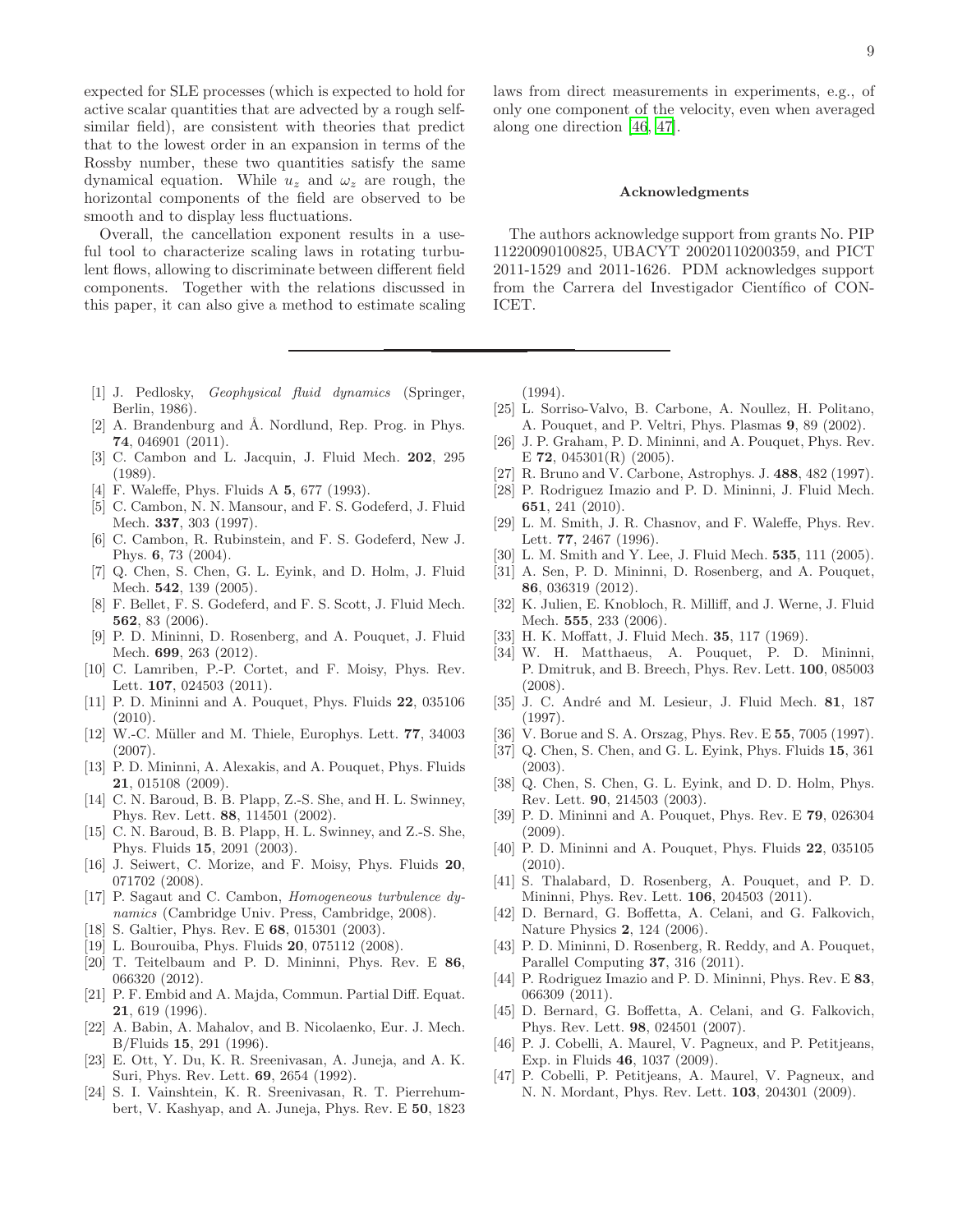expected for SLE processes (which is expected to hold for active scalar quantities that are advected by a rough self-similar field), are consistent with theories that predict that to the lowest order in an expansion in terms of the Rossby number, these two quantities satisfy the same dynamical equation. While $u_z$ and $\omega_z$ are rough, the horizontal components of the field are observed to be smooth and to display less fluctuations.

Overall, the cancellation exponent results in a useful tool to characterize scaling laws in rotating turbulent flows, allowing to discriminate between different field components. Together with the relations discussed in this paper, it can also give a method to estimate scaling laws from direct measurements in experiments, e.g., of only one component of the velocity, even when averaged along one direction [46, 47].

### Acknowledgments

The authors acknowledge support from grants No. PIP 11220090100825, UBACYT 20020110200359, and PICT 2011-1529 and 2011-1626. PDM acknowledges support from the Carrera del Investigador Científico of CONICET.

---

[1] J. Pedlosky, *Geophysical fluid dynamics* (Springer, Berlin, 1986).
[2] A. Brandenburg and Å. Nordlund, Rep. Prog. in Phys. **74**, 046901 (2011).
[3] C. Cambon and L. Jacquin, J. Fluid Mech. **202**, 295 (1989).
[4] F. Waleffe, Phys. Fluids A **5**, 677 (1993).
[5] C. Cambon, N. N. Mansour, and F. S. Godeferd, J. Fluid Mech. **337**, 303 (1997).
[6] C. Cambon, R. Rubinstein, and F. S. Godeferd, New J. Phys. **6**, 73 (2004).
[7] Q. Chen, S. Chen, G. L. Eyink, and D. Holm, J. Fluid Mech. **542**, 139 (2005).
[8] F. Bellet, F. S. Godeferd, and F. S. Scott, J. Fluid Mech. **562**, 83 (2006).
[9] P. D. Mininni, D. Rosenberg, and A. Pouquet, J. Fluid Mech. **699**, 263 (2012).
[10] C. Lamriben, P.-P. Cortet, and F. Moisy, Phys. Rev. Lett. **107**, 024503 (2011).
[11] P. D. Mininni and A. Pouquet, Phys. Fluids **22**, 035106 (2010).
[12] W.-C. Müller and M. Thiele, Europhys. Lett. **77**, 34003 (2007).
[13] P. D. Mininni, A. Alexakis, and A. Pouquet, Phys. Fluids **21**, 015108 (2009).
[14] C. N. Baroud, B. B. Plapp, Z.-S. She, and H. L. Swinney, Phys. Rev. Lett. **88**, 114501 (2002).
[15] C. N. Baroud, B. B. Plapp, H. L. Swinney, and Z.-S. She, Phys. Fluids **15**, 2091 (2003).
[16] J. Seiwert, C. Morize, and F. Moisy, Phys. Fluids **20**, 071702 (2008).
[17] P. Sagaut and C. Cambon, *Homogeneous turbulence dynamics* (Cambridge Univ. Press, Cambridge, 2008).
[18] S. Galtier, Phys. Rev. E **68**, 015301 (2003).
[19] L. Bourouiba, Phys. Fluids **20**, 075112 (2008).
[20] T. Teitelbaum and P. D. Mininni, Phys. Rev. E **86**, 066320 (2012).
[21] P. F. Embid and A. Majda, Commun. Partial Diff. Equat. **21**, 619 (1996).
[22] A. Babin, A. Mahalov, and B. Nicolaenko, Eur. J. Mech. B/Fluids **15**, 291 (1996).
[23] E. Ott, Y. Du, K. R. Sreenivasan, A. Juneja, and A. K. Suri, Phys. Rev. Lett. **69**, 2654 (1992).
[24] S. I. Vainshtein, K. R. Sreenivasan, R. T. Pierrehumbert, V. Kashyap, and A. Juneja, Phys. Rev. E **50**, 1823 (1994).
[25] L. Sorriso-Valvo, B. Carbone, A. Noullez, H. Politano, A. Pouquet, and P. Veltri, Phys. Plasmas **9**, 89 (2002).
[26] J. P. Graham, P. D. Mininni, and A. Pouquet, Phys. Rev. E **72**, 045301(R) (2005).
[27] R. Bruno and V. Carbone, Astrophys. J. **488**, 482 (1997).
[28] P. Rodriguez Imazio and P. D. Mininni, J. Fluid Mech. **651**, 241 (2010).
[29] L. M. Smith, J. R. Chasnov, and F. Waleffe, Phys. Rev. Lett. **77**, 2467 (1996).
[30] L. M. Smith and Y. Lee, J. Fluid Mech. **535**, 111 (2005).
[31] A. Sen, P. D. Mininni, D. Rosenberg, and A. Pouquet, **86**, 036319 (2012).
[32] K. Julien, E. Knobloch, R. Milliff, and J. Werne, J. Fluid Mech. **555**, 233 (2006).
[33] H. K. Moffatt, J. Fluid Mech. **35**, 117 (1969).
[34] W. H. Matthaeus, A. Pouquet, P. D. Mininni, P. Dmitruk, and B. Breech, Phys. Rev. Lett. **100**, 085003 (2008).
[35] J. C. André and M. Lesieur, J. Fluid Mech. **81**, 187 (1997).
[36] V. Borue and S. A. Orszag, Phys. Rev. E **55**, 7005 (1997).
[37] Q. Chen, S. Chen, and G. L. Eyink, Phys. Fluids **15**, 361 (2003).
[38] Q. Chen, S. Chen, G. L. Eyink, and D. D. Holm, Phys. Rev. Lett. **90**, 214503 (2003).
[39] P. D. Mininni and A. Pouquet, Phys. Rev. E **79**, 026304 (2009).
[40] P. D. Mininni and A. Pouquet, Phys. Fluids **22**, 035105 (2010).
[41] S. Thalabard, D. Rosenberg, A. Pouquet, and P. D. Mininni, Phys. Rev. Lett. **106**, 204503 (2011).
[42] D. Bernard, G. Boffetta, A. Celani, and G. Falkovich, Nature Physics **2**, 124 (2006).
[43] P. D. Mininni, D. Rosenberg, R. Reddy, and A. Pouquet, Parallel Computing **37**, 316 (2011).
[44] P. Rodriguez Imazio and P. D. Mininni, Phys. Rev. E **83**, 066309 (2011).
[45] D. Bernard, G. Boffetta, A. Celani, and G. Falkovich, Phys. Rev. Lett. **98**, 024501 (2007).
[46] P. J. Cobelli, A. Maurel, V. Pagneux, and P. Petitjeans, Exp. in Fluids **46**, 1037 (2009).
[47] P. Cobelli, P. Petitjeans, A. Maurel, V. Pagneux, and N. N. Mordant, Phys. Rev. Lett. **103**, 204301 (2009).